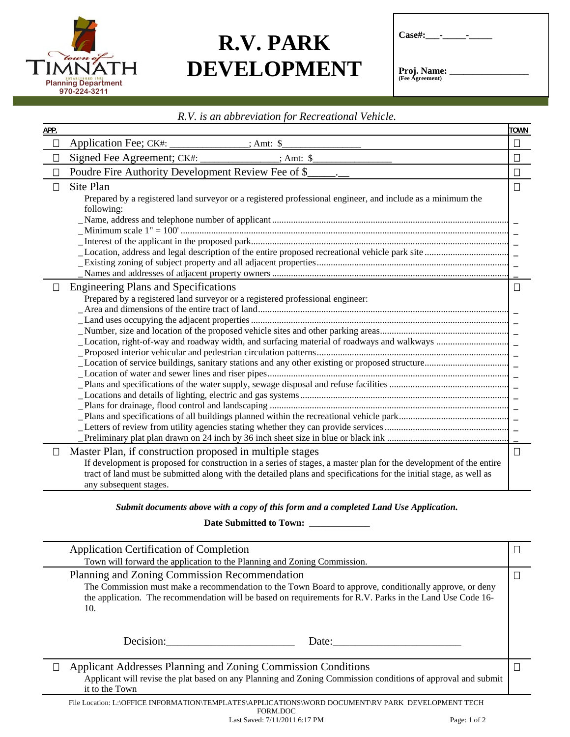Town of Timnath
Planning Department
970-224-3211

# R.V. PARK DEVELOPMENT

**Case#:___-_____-_____**

**Proj. Name: ________________**
**(Fee Agreement)**

*R.V. is an abbreviation for Recreational Vehicle.*

| APP. | | TOWN |
|---|---|---|
| ☐ | Application Fee; CK#: _______________; Amt: $_______________ | ☐ |
| ☐ | Signed Fee Agreement; CK#: _______________; Amt: $_______________ | ☐ |
| ☐ | Poudre Fire Authority Development Review Fee of $_____.__ | ☐ |
| ☐ | Site Plan<br>Prepared by a registered land surveyor or a registered professional engineer, and include as a minimum the following:<br>_Name, address and telephone number of applicant<br>_Minimum scale 1" = 100'<br>_Interest of the applicant in the proposed park<br>_Location, address and legal description of the entire proposed recreational vehicle park site<br>_Existing zoning of subject property and all adjacent properties<br>_Names and addresses of adjacent property owners | ☐<br>_<br>_<br>_<br>_<br>_<br>_ |
| ☐ | Engineering Plans and Specifications<br>Prepared by a registered land surveyor or a registered professional engineer:<br>_Area and dimensions of the entire tract of land<br>_Land uses occupying the adjacent properties<br>_Number, size and location of the proposed vehicle sites and other parking areas<br>_Location, right-of-way and roadway width, and surfacing material of roadways and walkways<br>_Proposed interior vehicular and pedestrian circulation patterns<br>_Location of service buildings, sanitary stations and any other existing or proposed structure<br>_Location of water and sewer lines and riser pipes<br>_Plans and specifications of the water supply, sewage disposal and refuse facilities<br>_Locations and details of lighting, electric and gas systems<br>_Plans for drainage, flood control and landscaping<br>_Plans and specifications of all buildings planned within the recreational vehicle park<br>_Letters of review from utility agencies stating whether they can provide services<br>_Preliminary plat plan drawn on 24 inch by 36 inch sheet size in blue or black ink | ☐<br>_<br>_<br>_<br>_<br>_<br>_<br>_<br>_<br>_<br>_<br>_<br>_<br>_ |
| ☐ | Master Plan, if construction proposed in multiple stages<br>If development is proposed for construction in a series of stages, a master plan for the development of the entire tract of land must be submitted along with the detailed plans and specifications for the initial stage, as well as any subsequent stages. | ☐ |

***Submit documents above with a copy of this form and a completed Land Use Application.***

**Date Submitted to Town: ____________**

| | | |
|---|---|---|
| | Application Certification of Completion<br>Town will forward the application to the Planning and Zoning Commission. | ☐ |
| | Planning and Zoning Commission Recommendation<br>The Commission must make a recommendation to the Town Board to approve, conditionally approve, or deny the application. The recommendation will be based on requirements for R.V. Parks in the Land Use Code 16-10.<br><br>Decision:_______________________ Date:_______________________ | ☐ |
| ☐ | Applicant Addresses Planning and Zoning Commission Conditions<br>Applicant will revise the plat based on any Planning and Zoning Commission conditions of approval and submit it to the Town | ☐ |

File Location: L:\OFFICE INFORMATION\TEMPLATES\APPLICATIONS\WORD DOCUMENT\RV PARK DEVELOPMENT TECH FORM.DOC
Last Saved: 7/11/2011 6:17 PM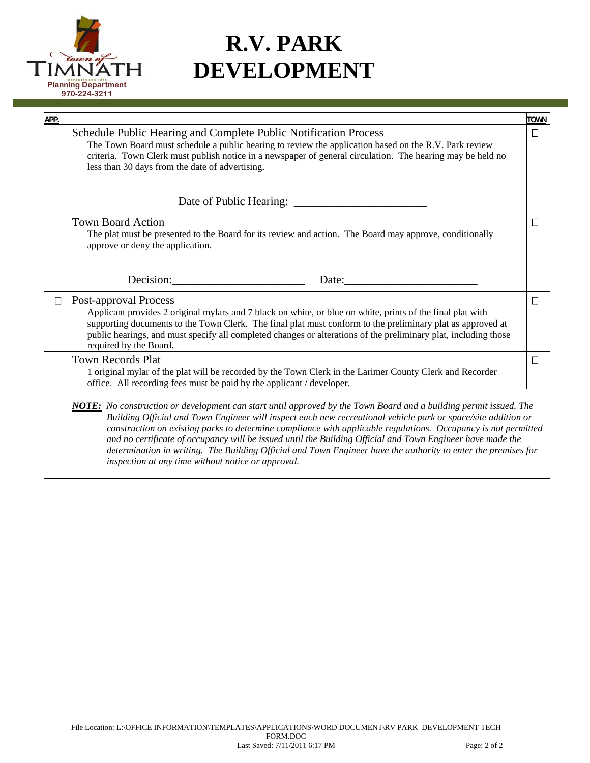# R.V. PARK DEVELOPMENT

Town of Timnath Planning Department 970-224-3211

| APP. | | TOWN |
|---|---|---|
| | **Schedule Public Hearing and Complete Public Notification Process**<br>The Town Board must schedule a public hearing to review the application based on the R.V. Park review criteria. Town Clerk must publish notice in a newspaper of general circulation. The hearing may be held no less than 30 days from the date of advertising.<br><br>Date of Public Hearing: ______________________ | ☐ |
| | **Town Board Action**<br>The plat must be presented to the Board for its review and action. The Board may approve, conditionally approve or deny the application.<br><br>Decision:______________________ Date:______________________ | ☐ |
| ☐ | **Post-approval Process**<br>Applicant provides 2 original mylars and 7 black on white, or blue on white, prints of the final plat with supporting documents to the Town Clerk. The final plat must conform to the preliminary plat as approved at public hearings, and must specify all completed changes or alterations of the preliminary plat, including those required by the Board. | ☐ |
| | **Town Records Plat**<br>1 original mylar of the plat will be recorded by the Town Clerk in the Larimer County Clerk and Recorder office. All recording fees must be paid by the applicant / developer. | ☐ |

***NOTE:*** *No construction or development can start until approved by the Town Board and a building permit issued. The Building Official and Town Engineer will inspect each new recreational vehicle park or space/site addition or construction on existing parks to determine compliance with applicable regulations. Occupancy is not permitted and no certificate of occupancy will be issued until the Building Official and Town Engineer have made the determination in writing. The Building Official and Town Engineer have the authority to enter the premises for inspection at any time without notice or approval.*